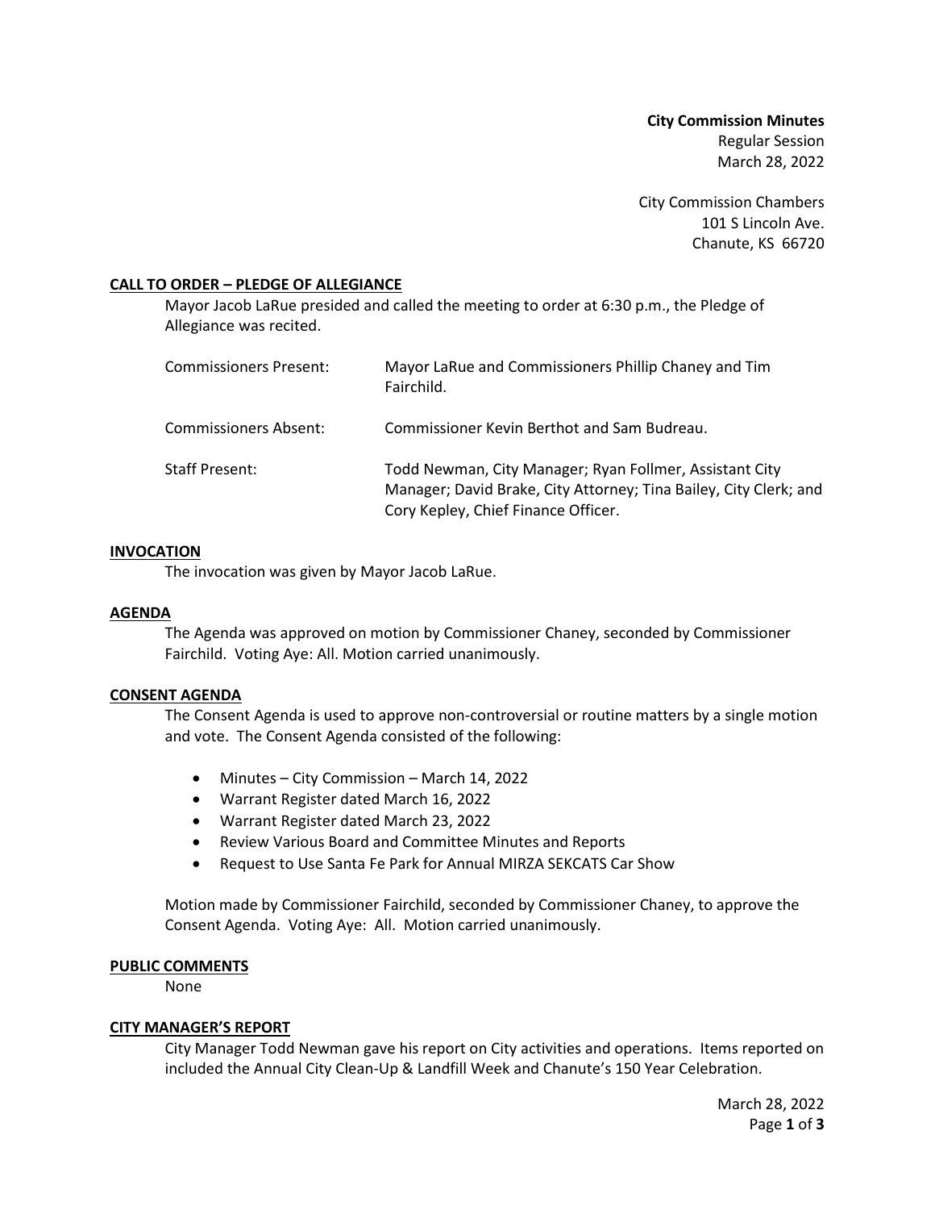**City Commission Minutes**
Regular Session
March 28, 2022

City Commission Chambers
101 S Lincoln Ave.
Chanute, KS 66720

## CALL TO ORDER – PLEDGE OF ALLEGIANCE

Mayor Jacob LaRue presided and called the meeting to order at 6:30 p.m., the Pledge of Allegiance was recited.

| | |
|---|---|
| Commissioners Present: | Mayor LaRue and Commissioners Phillip Chaney and Tim Fairchild. |
| Commissioners Absent: | Commissioner Kevin Berthot and Sam Budreau. |
| Staff Present: | Todd Newman, City Manager; Ryan Follmer, Assistant City Manager; David Brake, City Attorney; Tina Bailey, City Clerk; and Cory Kepley, Chief Finance Officer. |

## INVOCATION

The invocation was given by Mayor Jacob LaRue.

## AGENDA

The Agenda was approved on motion by Commissioner Chaney, seconded by Commissioner Fairchild. Voting Aye: All. Motion carried unanimously.

## CONSENT AGENDA

The Consent Agenda is used to approve non-controversial or routine matters by a single motion and vote. The Consent Agenda consisted of the following:

- Minutes – City Commission – March 14, 2022
- Warrant Register dated March 16, 2022
- Warrant Register dated March 23, 2022
- Review Various Board and Committee Minutes and Reports
- Request to Use Santa Fe Park for Annual MIRZA SEKCATS Car Show

Motion made by Commissioner Fairchild, seconded by Commissioner Chaney, to approve the Consent Agenda. Voting Aye: All. Motion carried unanimously.

## PUBLIC COMMENTS

None

## CITY MANAGER'S REPORT

City Manager Todd Newman gave his report on City activities and operations. Items reported on included the Annual City Clean-Up & Landfill Week and Chanute's 150 Year Celebration.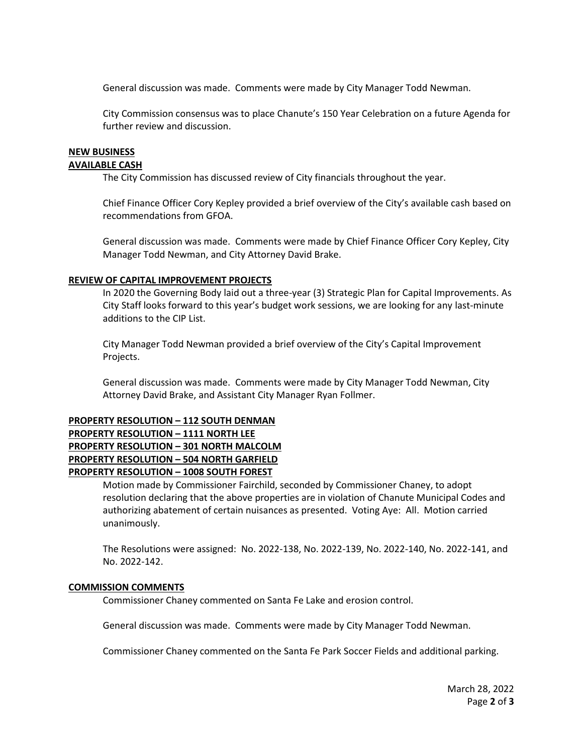General discussion was made. Comments were made by City Manager Todd Newman.

City Commission consensus was to place Chanute's 150 Year Celebration on a future Agenda for further review and discussion.

**NEW BUSINESS**

**AVAILABLE CASH**

The City Commission has discussed review of City financials throughout the year.

Chief Finance Officer Cory Kepley provided a brief overview of the City's available cash based on recommendations from GFOA.

General discussion was made. Comments were made by Chief Finance Officer Cory Kepley, City Manager Todd Newman, and City Attorney David Brake.

**REVIEW OF CAPITAL IMPROVEMENT PROJECTS**

In 2020 the Governing Body laid out a three-year (3) Strategic Plan for Capital Improvements. As City Staff looks forward to this year's budget work sessions, we are looking for any last-minute additions to the CIP List.

City Manager Todd Newman provided a brief overview of the City's Capital Improvement Projects.

General discussion was made. Comments were made by City Manager Todd Newman, City Attorney David Brake, and Assistant City Manager Ryan Follmer.

**PROPERTY RESOLUTION – 112 SOUTH DENMAN**
**PROPERTY RESOLUTION – 1111 NORTH LEE**
**PROPERTY RESOLUTION – 301 NORTH MALCOLM**
**PROPERTY RESOLUTION – 504 NORTH GARFIELD**
**PROPERTY RESOLUTION – 1008 SOUTH FOREST**

Motion made by Commissioner Fairchild, seconded by Commissioner Chaney, to adopt resolution declaring that the above properties are in violation of Chanute Municipal Codes and authorizing abatement of certain nuisances as presented. Voting Aye: All. Motion carried unanimously.

The Resolutions were assigned: No. 2022-138, No. 2022-139, No. 2022-140, No. 2022-141, and No. 2022-142.

**COMMISSION COMMENTS**

Commissioner Chaney commented on Santa Fe Lake and erosion control.

General discussion was made. Comments were made by City Manager Todd Newman.

Commissioner Chaney commented on the Santa Fe Park Soccer Fields and additional parking.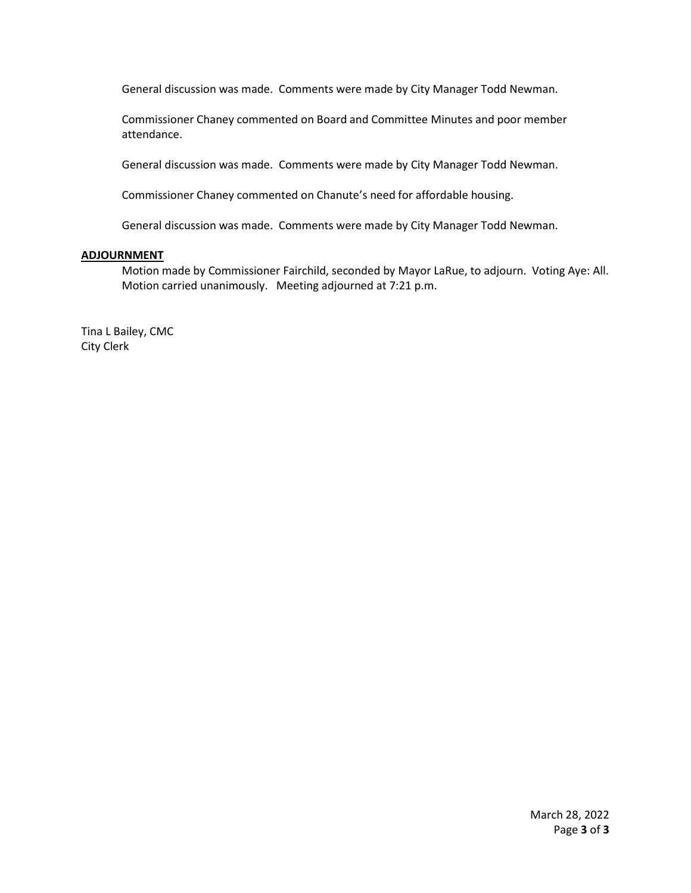General discussion was made. Comments were made by City Manager Todd Newman.

Commissioner Chaney commented on Board and Committee Minutes and poor member attendance.

General discussion was made. Comments were made by City Manager Todd Newman.

Commissioner Chaney commented on Chanute's need for affordable housing.

General discussion was made. Comments were made by City Manager Todd Newman.

**ADJOURNMENT**

Motion made by Commissioner Fairchild, seconded by Mayor LaRue, to adjourn. Voting Aye: All. Motion carried unanimously. Meeting adjourned at 7:21 p.m.

Tina L Bailey, CMC
City Clerk

March 28, 2022